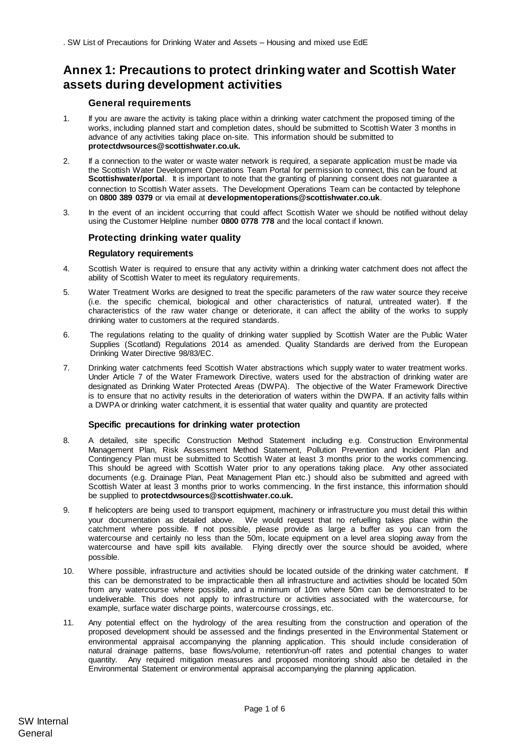# Annex 1: Precautions to protect drinking water and Scottish Water assets during development activities

### General requirements

1. If you are aware the activity is taking place within a drinking water catchment the proposed timing of the works, including planned start and completion dates, should be submitted to Scottish Water 3 months in advance of any activities taking place on-site. This information should be submitted to **protectdwsources@scottishwater.co.uk.**

2. If a connection to the water or waste water network is required, a separate application must be made via the Scottish Water Development Operations Team Portal for permission to connect, this can be found at **Scottishwater/portal**. It is important to note that the granting of planning consent does not guarantee a connection to Scottish Water assets. The Development Operations Team can be contacted by telephone on **0800 389 0379** or via email at **developmentoperations@scottishwater.co.uk**.

3. In the event of an incident occurring that could affect Scottish Water we should be notified without delay using the Customer Helpline number **0800 0778 778** and the local contact if known.

### Protecting drinking water quality

#### Regulatory requirements

4. Scottish Water is required to ensure that any activity within a drinking water catchment does not affect the ability of Scottish Water to meet its regulatory requirements.

5. Water Treatment Works are designed to treat the specific parameters of the raw water source they receive (i.e. the specific chemical, biological and other characteristics of natural, untreated water). If the characteristics of the raw water change or deteriorate, it can affect the ability of the works to supply drinking water to customers at the required standards.

6. The regulations relating to the quality of drinking water supplied by Scottish Water are the Public Water Supplies (Scotland) Regulations 2014 as amended. Quality Standards are derived from the European Drinking Water Directive 98/83/EC.

7. Drinking water catchments feed Scottish Water abstractions which supply water to water treatment works. Under Article 7 of the Water Framework Directive, waters used for the abstraction of drinking water are designated as Drinking Water Protected Areas (DWPA). The objective of the Water Framework Directive is to ensure that no activity results in the deterioration of waters within the DWPA. If an activity falls within a DWPA or drinking water catchment, it is essential that water quality and quantity are protected

#### Specific precautions for drinking water protection

8. A detailed, site specific Construction Method Statement including e.g. Construction Environmental Management Plan, Risk Assessment Method Statement, Pollution Prevention and Incident Plan and Contingency Plan must be submitted to Scottish Water at least 3 months prior to the works commencing. This should be agreed with Scottish Water prior to any operations taking place. Any other associated documents (e.g. Drainage Plan, Peat Management Plan etc.) should also be submitted and agreed with Scottish Water at least 3 months prior to works commencing. In the first instance, this information should be supplied to **protectdwsources@scottishwater.co.uk.**

9. If helicopters are being used to transport equipment, machinery or infrastructure you must detail this within your documentation as detailed above. We would request that no refuelling takes place within the catchment where possible. If not possible, please provide as large a buffer as you can from the watercourse and certainly no less than the 50m, locate equipment on a level area sloping away from the watercourse and have spill kits available. Flying directly over the source should be avoided, where possible.

10. Where possible, infrastructure and activities should be located outside of the drinking water catchment. If this can be demonstrated to be impracticable then all infrastructure and activities should be located 50m from any watercourse where possible, and a minimum of 10m where 50m can be demonstrated to be undeliverable. This does not apply to infrastructure or activities associated with the watercourse, for example, surface water discharge points, watercourse crossings, etc.

11. Any potential effect on the hydrology of the area resulting from the construction and operation of the proposed development should be assessed and the findings presented in the Environmental Statement or environmental appraisal accompanying the planning application. This should include consideration of natural drainage patterns, base flows/volume, retention/run-off rates and potential changes to water quantity. Any required mitigation measures and proposed monitoring should also be detailed in the Environmental Statement or environmental appraisal accompanying the planning application.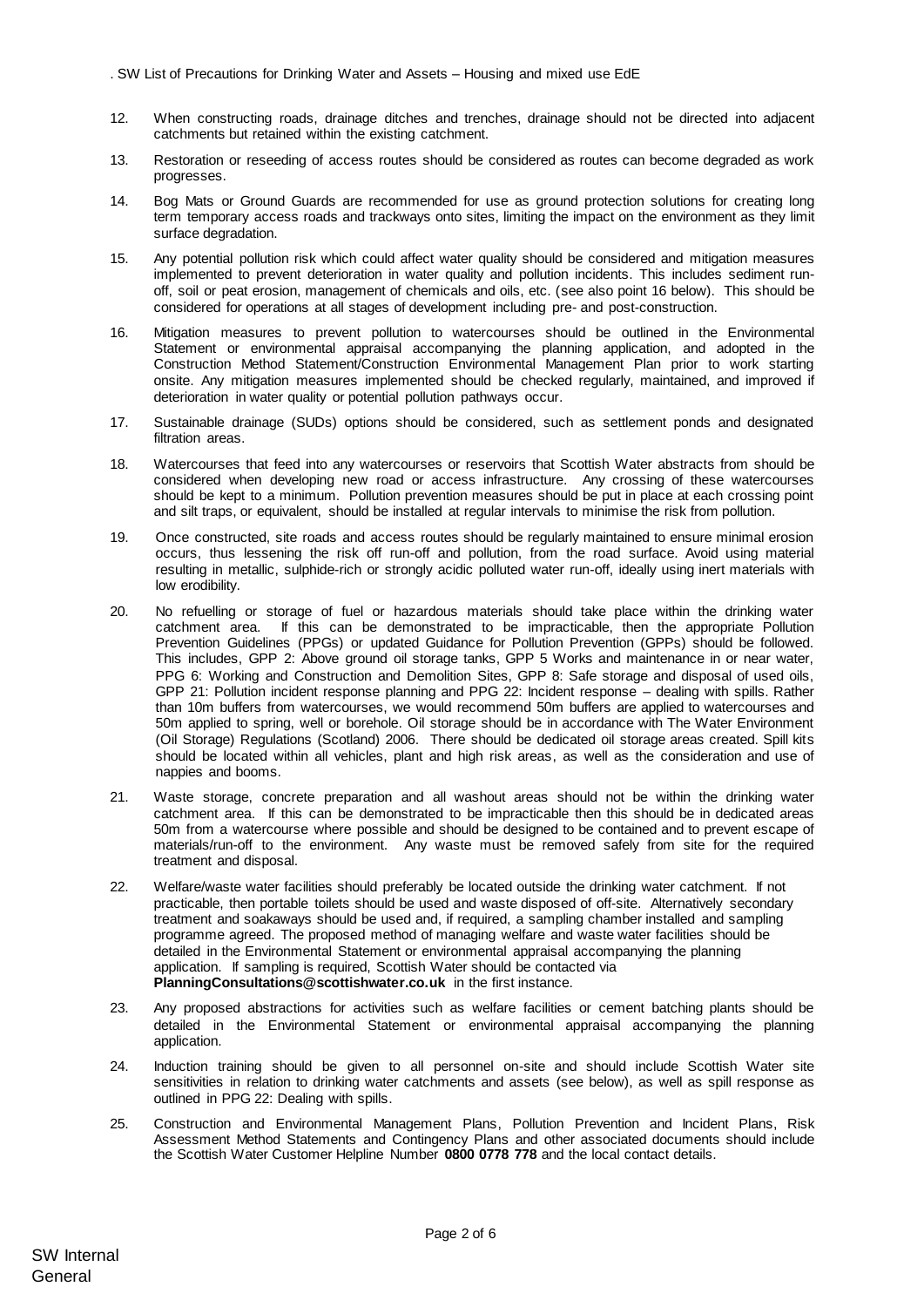. SW List of Precautions for Drinking Water and Assets – Housing and mixed use EdE

12. When constructing roads, drainage ditches and trenches, drainage should not be directed into adjacent catchments but retained within the existing catchment.

13. Restoration or reseeding of access routes should be considered as routes can become degraded as work progresses.

14. Bog Mats or Ground Guards are recommended for use as ground protection solutions for creating long term temporary access roads and trackways onto sites, limiting the impact on the environment as they limit surface degradation.

15. Any potential pollution risk which could affect water quality should be considered and mitigation measures implemented to prevent deterioration in water quality and pollution incidents. This includes sediment run-off, soil or peat erosion, management of chemicals and oils, etc. (see also point 16 below). This should be considered for operations at all stages of development including pre- and post-construction.

16. Mitigation measures to prevent pollution to watercourses should be outlined in the Environmental Statement or environmental appraisal accompanying the planning application, and adopted in the Construction Method Statement/Construction Environmental Management Plan prior to work starting onsite. Any mitigation measures implemented should be checked regularly, maintained, and improved if deterioration in water quality or potential pollution pathways occur.

17. Sustainable drainage (SUDs) options should be considered, such as settlement ponds and designated filtration areas.

18. Watercourses that feed into any watercourses or reservoirs that Scottish Water abstracts from should be considered when developing new road or access infrastructure. Any crossing of these watercourses should be kept to a minimum. Pollution prevention measures should be put in place at each crossing point and silt traps, or equivalent, should be installed at regular intervals to minimise the risk from pollution.

19. Once constructed, site roads and access routes should be regularly maintained to ensure minimal erosion occurs, thus lessening the risk off run-off and pollution, from the road surface. Avoid using material resulting in metallic, sulphide-rich or strongly acidic polluted water run-off, ideally using inert materials with low erodibility.

20. No refuelling or storage of fuel or hazardous materials should take place within the drinking water catchment area. If this can be demonstrated to be impracticable, then the appropriate Pollution Prevention Guidelines (PPGs) or updated Guidance for Pollution Prevention (GPPs) should be followed. This includes, GPP 2: Above ground oil storage tanks, GPP 5 Works and maintenance in or near water, PPG 6: Working and Construction and Demolition Sites, GPP 8: Safe storage and disposal of used oils, GPP 21: Pollution incident response planning and PPG 22: Incident response – dealing with spills. Rather than 10m buffers from watercourses, we would recommend 50m buffers are applied to watercourses and 50m applied to spring, well or borehole. Oil storage should be in accordance with The Water Environment (Oil Storage) Regulations (Scotland) 2006. There should be dedicated oil storage areas created. Spill kits should be located within all vehicles, plant and high risk areas, as well as the consideration and use of nappies and booms.

21. Waste storage, concrete preparation and all washout areas should not be within the drinking water catchment area. If this can be demonstrated to be impracticable then this should be in dedicated areas 50m from a watercourse where possible and should be designed to be contained and to prevent escape of materials/run-off to the environment. Any waste must be removed safely from site for the required treatment and disposal.

22. Welfare/waste water facilities should preferably be located outside the drinking water catchment. If not practicable, then portable toilets should be used and waste disposed of off-site. Alternatively secondary treatment and soakaways should be used and, if required, a sampling chamber installed and sampling programme agreed. The proposed method of managing welfare and waste water facilities should be detailed in the Environmental Statement or environmental appraisal accompanying the planning application. If sampling is required, Scottish Water should be contacted via **PlanningConsultations@scottishwater.co.uk** in the first instance.

23. Any proposed abstractions for activities such as welfare facilities or cement batching plants should be detailed in the Environmental Statement or environmental appraisal accompanying the planning application.

24. Induction training should be given to all personnel on-site and should include Scottish Water site sensitivities in relation to drinking water catchments and assets (see below), as well as spill response as outlined in PPG 22: Dealing with spills.

25. Construction and Environmental Management Plans, Pollution Prevention and Incident Plans, Risk Assessment Method Statements and Contingency Plans and other associated documents should include the Scottish Water Customer Helpline Number **0800 0778 778** and the local contact details.

SW Internal
General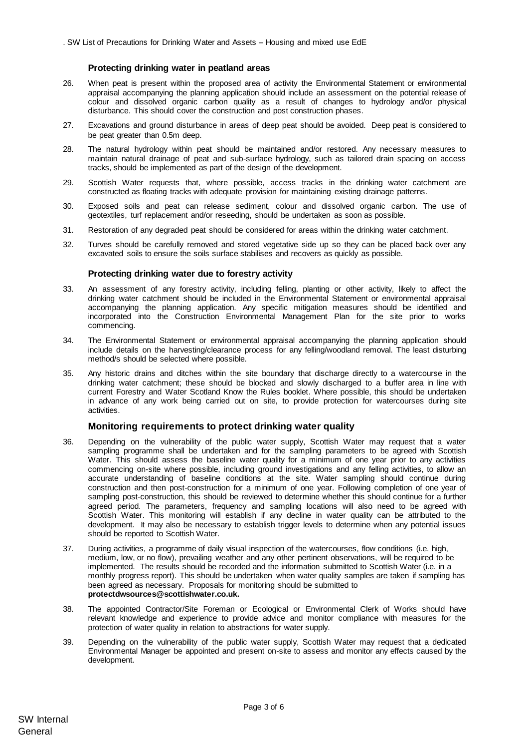### Protecting drinking water in peatland areas

26. When peat is present within the proposed area of activity the Environmental Statement or environmental appraisal accompanying the planning application should include an assessment on the potential release of colour and dissolved organic carbon quality as a result of changes to hydrology and/or physical disturbance. This should cover the construction and post construction phases.

27. Excavations and ground disturbance in areas of deep peat should be avoided. Deep peat is considered to be peat greater than 0.5m deep.

28. The natural hydrology within peat should be maintained and/or restored. Any necessary measures to maintain natural drainage of peat and sub-surface hydrology, such as tailored drain spacing on access tracks, should be implemented as part of the design of the development.

29. Scottish Water requests that, where possible, access tracks in the drinking water catchment are constructed as floating tracks with adequate provision for maintaining existing drainage patterns.

30. Exposed soils and peat can release sediment, colour and dissolved organic carbon. The use of geotextiles, turf replacement and/or reseeding, should be undertaken as soon as possible.

31. Restoration of any degraded peat should be considered for areas within the drinking water catchment.

32. Turves should be carefully removed and stored vegetative side up so they can be placed back over any excavated soils to ensure the soils surface stabilises and recovers as quickly as possible.

### Protecting drinking water due to forestry activity

33. An assessment of any forestry activity, including felling, planting or other activity, likely to affect the drinking water catchment should be included in the Environmental Statement or environmental appraisal accompanying the planning application. Any specific mitigation measures should be identified and incorporated into the Construction Environmental Management Plan for the site prior to works commencing.

34. The Environmental Statement or environmental appraisal accompanying the planning application should include details on the harvesting/clearance process for any felling/woodland removal. The least disturbing method/s should be selected where possible.

35. Any historic drains and ditches within the site boundary that discharge directly to a watercourse in the drinking water catchment; these should be blocked and slowly discharged to a buffer area in line with current Forestry and Water Scotland Know the Rules booklet. Where possible, this should be undertaken in advance of any work being carried out on site, to provide protection for watercourses during site activities.

### Monitoring requirements to protect drinking water quality

36. Depending on the vulnerability of the public water supply, Scottish Water may request that a water sampling programme shall be undertaken and for the sampling parameters to be agreed with Scottish Water. This should assess the baseline water quality for a minimum of one year prior to any activities commencing on-site where possible, including ground investigations and any felling activities, to allow an accurate understanding of baseline conditions at the site. Water sampling should continue during construction and then post-construction for a minimum of one year. Following completion of one year of sampling post-construction, this should be reviewed to determine whether this should continue for a further agreed period. The parameters, frequency and sampling locations will also need to be agreed with Scottish Water. This monitoring will establish if any decline in water quality can be attributed to the development. It may also be necessary to establish trigger levels to determine when any potential issues should be reported to Scottish Water.

37. During activities, a programme of daily visual inspection of the watercourses, flow conditions (i.e. high, medium, low, or no flow), prevailing weather and any other pertinent observations, will be required to be implemented. The results should be recorded and the information submitted to Scottish Water (i.e. in a monthly progress report). This should be undertaken when water quality samples are taken if sampling has been agreed as necessary. Proposals for monitoring should be submitted to **protectdwsources@scottishwater.co.uk.**

38. The appointed Contractor/Site Foreman or Ecological or Environmental Clerk of Works should have relevant knowledge and experience to provide advice and monitor compliance with measures for the protection of water quality in relation to abstractions for water supply.

39. Depending on the vulnerability of the public water supply, Scottish Water may request that a dedicated Environmental Manager be appointed and present on-site to assess and monitor any effects caused by the development.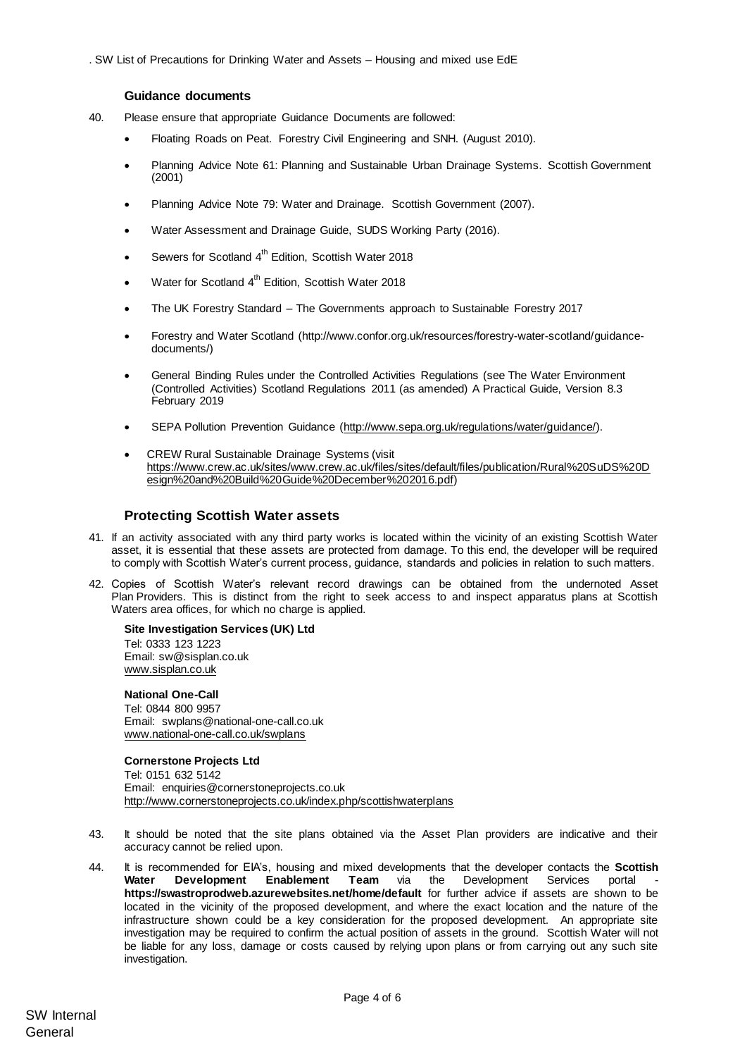### Guidance documents

40. Please ensure that appropriate Guidance Documents are followed:

    - Floating Roads on Peat. Forestry Civil Engineering and SNH. (August 2010).
    - Planning Advice Note 61: Planning and Sustainable Urban Drainage Systems. Scottish Government (2001)
    - Planning Advice Note 79: Water and Drainage. Scottish Government (2007).
    - Water Assessment and Drainage Guide, SUDS Working Party (2016).
    - Sewers for Scotland 4th Edition, Scottish Water 2018
    - Water for Scotland 4th Edition, Scottish Water 2018
    - The UK Forestry Standard – The Governments approach to Sustainable Forestry 2017
    - Forestry and Water Scotland (http://www.confor.org.uk/resources/forestry-water-scotland/guidance-documents/)
    - General Binding Rules under the Controlled Activities Regulations (see The Water Environment (Controlled Activities) Scotland Regulations 2011 (as amended) A Practical Guide, Version 8.3 February 2019
    - SEPA Pollution Prevention Guidance (http://www.sepa.org.uk/regulations/water/guidance/).
    - CREW Rural Sustainable Drainage Systems (visit https://www.crew.ac.uk/sites/www.crew.ac.uk/files/sites/default/files/publication/Rural%20SuDS%20Design%20and%20Build%20Guide%20December%202016.pdf)

### Protecting Scottish Water assets

41. If an activity associated with any third party works is located within the vicinity of an existing Scottish Water asset, it is essential that these assets are protected from damage. To this end, the developer will be required to comply with Scottish Water's current process, guidance, standards and policies in relation to such matters.

42. Copies of Scottish Water's relevant record drawings can be obtained from the undernoted Asset Plan Providers. This is distinct from the right to seek access to and inspect apparatus plans at Scottish Waters area offices, for which no charge is applied.

    **Site Investigation Services (UK) Ltd**
    Tel: 0333 123 1223
    Email: sw@sisplan.co.uk
    www.sisplan.co.uk

    **National One-Call**
    Tel: 0844 800 9957
    Email: swplans@national-one-call.co.uk
    www.national-one-call.co.uk/swplans

    **Cornerstone Projects Ltd**
    Tel: 0151 632 5142
    Email: enquiries@cornerstoneprojects.co.uk
    http://www.cornerstoneprojects.co.uk/index.php/scottishwaterplans

43. It should be noted that the site plans obtained via the Asset Plan providers are indicative and their accuracy cannot be relied upon.

44. It is recommended for EIA's, housing and mixed developments that the developer contacts the **Scottish Water Development Enablement Team** via the Development Services portal - **https://swastroprodweb.azurewebsites.net/home/default** for further advice if assets are shown to be located in the vicinity of the proposed development, and where the exact location and the nature of the infrastructure shown could be a key consideration for the proposed development. An appropriate site investigation may be required to confirm the actual position of assets in the ground. Scottish Water will not be liable for any loss, damage or costs caused by relying upon plans or from carrying out any such site investigation.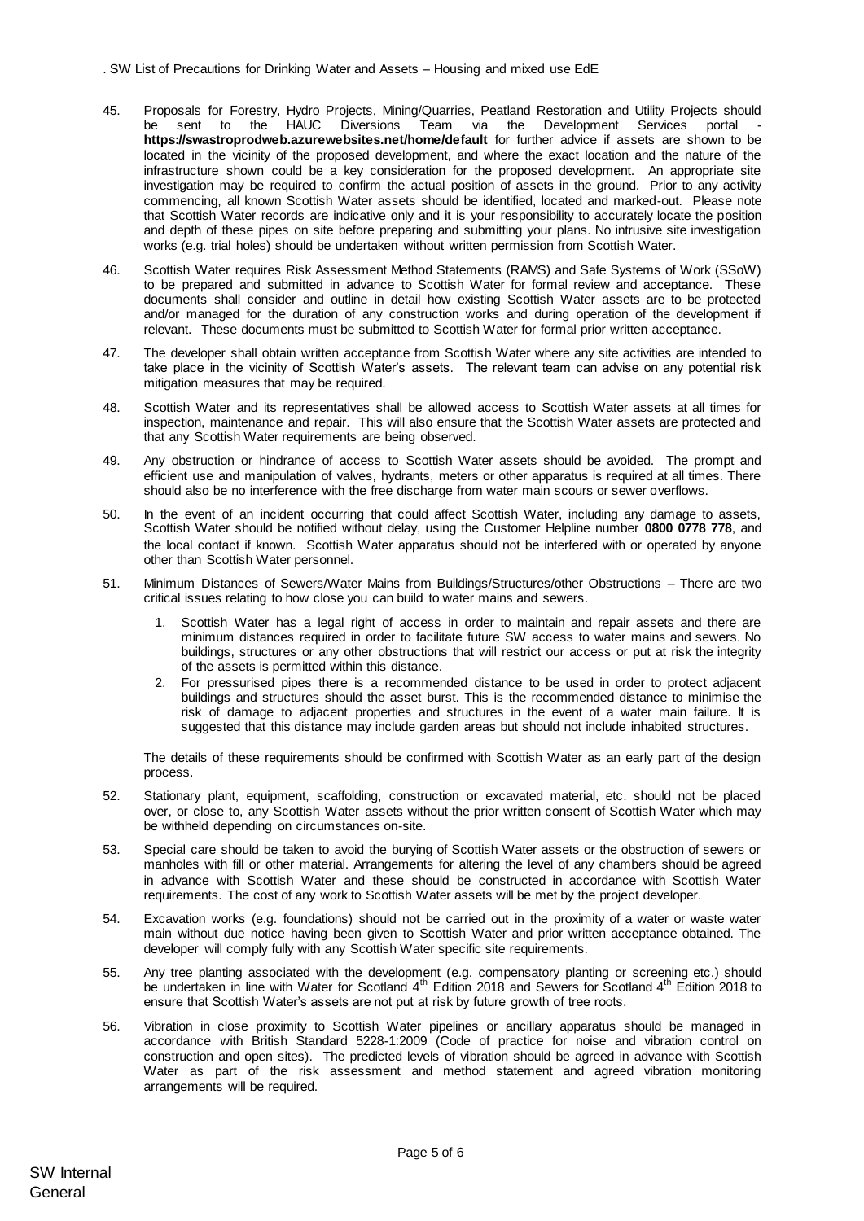. SW List of Precautions for Drinking Water and Assets – Housing and mixed use EdE

45. Proposals for Forestry, Hydro Projects, Mining/Quarries, Peatland Restoration and Utility Projects should be sent to the HAUC Diversions Team via the Development Services portal - **https://swastroprodweb.azurewebsites.net/home/default** for further advice if assets are shown to be located in the vicinity of the proposed development, and where the exact location and the nature of the infrastructure shown could be a key consideration for the proposed development. An appropriate site investigation may be required to confirm the actual position of assets in the ground. Prior to any activity commencing, all known Scottish Water assets should be identified, located and marked-out. Please note that Scottish Water records are indicative only and it is your responsibility to accurately locate the position and depth of these pipes on site before preparing and submitting your plans. No intrusive site investigation works (e.g. trial holes) should be undertaken without written permission from Scottish Water.

46. Scottish Water requires Risk Assessment Method Statements (RAMS) and Safe Systems of Work (SSoW) to be prepared and submitted in advance to Scottish Water for formal review and acceptance. These documents shall consider and outline in detail how existing Scottish Water assets are to be protected and/or managed for the duration of any construction works and during operation of the development if relevant. These documents must be submitted to Scottish Water for formal prior written acceptance.

47. The developer shall obtain written acceptance from Scottish Water where any site activities are intended to take place in the vicinity of Scottish Water's assets. The relevant team can advise on any potential risk mitigation measures that may be required.

48. Scottish Water and its representatives shall be allowed access to Scottish Water assets at all times for inspection, maintenance and repair. This will also ensure that the Scottish Water assets are protected and that any Scottish Water requirements are being observed.

49. Any obstruction or hindrance of access to Scottish Water assets should be avoided. The prompt and efficient use and manipulation of valves, hydrants, meters or other apparatus is required at all times. There should also be no interference with the free discharge from water main scours or sewer overflows.

50. In the event of an incident occurring that could affect Scottish Water, including any damage to assets, Scottish Water should be notified without delay, using the Customer Helpline number **0800 0778 778**, and the local contact if known. Scottish Water apparatus should not be interfered with or operated by anyone other than Scottish Water personnel.

51. Minimum Distances of Sewers/Water Mains from Buildings/Structures/other Obstructions – There are two critical issues relating to how close you can build to water mains and sewers.

    1. Scottish Water has a legal right of access in order to maintain and repair assets and there are minimum distances required in order to facilitate future SW access to water mains and sewers. No buildings, structures or any other obstructions that will restrict our access or put at risk the integrity of the assets is permitted within this distance.
    2. For pressurised pipes there is a recommended distance to be used in order to protect adjacent buildings and structures should the asset burst. This is the recommended distance to minimise the risk of damage to adjacent properties and structures in the event of a water main failure. It is suggested that this distance may include garden areas but should not include inhabited structures.

    The details of these requirements should be confirmed with Scottish Water as an early part of the design process.

52. Stationary plant, equipment, scaffolding, construction or excavated material, etc. should not be placed over, or close to, any Scottish Water assets without the prior written consent of Scottish Water which may be withheld depending on circumstances on-site.

53. Special care should be taken to avoid the burying of Scottish Water assets or the obstruction of sewers or manholes with fill or other material. Arrangements for altering the level of any chambers should be agreed in advance with Scottish Water and these should be constructed in accordance with Scottish Water requirements. The cost of any work to Scottish Water assets will be met by the project developer.

54. Excavation works (e.g. foundations) should not be carried out in the proximity of a water or waste water main without due notice having been given to Scottish Water and prior written acceptance obtained. The developer will comply fully with any Scottish Water specific site requirements.

55. Any tree planting associated with the development (e.g. compensatory planting or screening etc.) should be undertaken in line with Water for Scotland 4th Edition 2018 and Sewers for Scotland 4th Edition 2018 to ensure that Scottish Water's assets are not put at risk by future growth of tree roots.

56. Vibration in close proximity to Scottish Water pipelines or ancillary apparatus should be managed in accordance with British Standard 5228-1:2009 (Code of practice for noise and vibration control on construction and open sites). The predicted levels of vibration should be agreed in advance with Scottish Water as part of the risk assessment and method statement and agreed vibration monitoring arrangements will be required.

SW Internal
General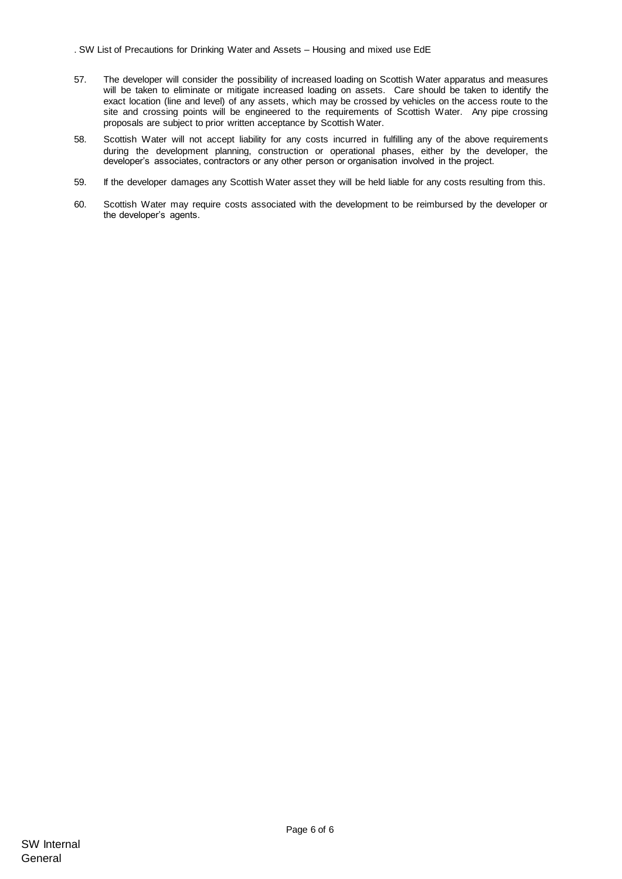57. The developer will consider the possibility of increased loading on Scottish Water apparatus and measures will be taken to eliminate or mitigate increased loading on assets. Care should be taken to identify the exact location (line and level) of any assets, which may be crossed by vehicles on the access route to the site and crossing points will be engineered to the requirements of Scottish Water. Any pipe crossing proposals are subject to prior written acceptance by Scottish Water.

58. Scottish Water will not accept liability for any costs incurred in fulfilling any of the above requirements during the development planning, construction or operational phases, either by the developer, the developer's associates, contractors or any other person or organisation involved in the project.

59. If the developer damages any Scottish Water asset they will be held liable for any costs resulting from this.

60. Scottish Water may require costs associated with the development to be reimbursed by the developer or the developer's agents.